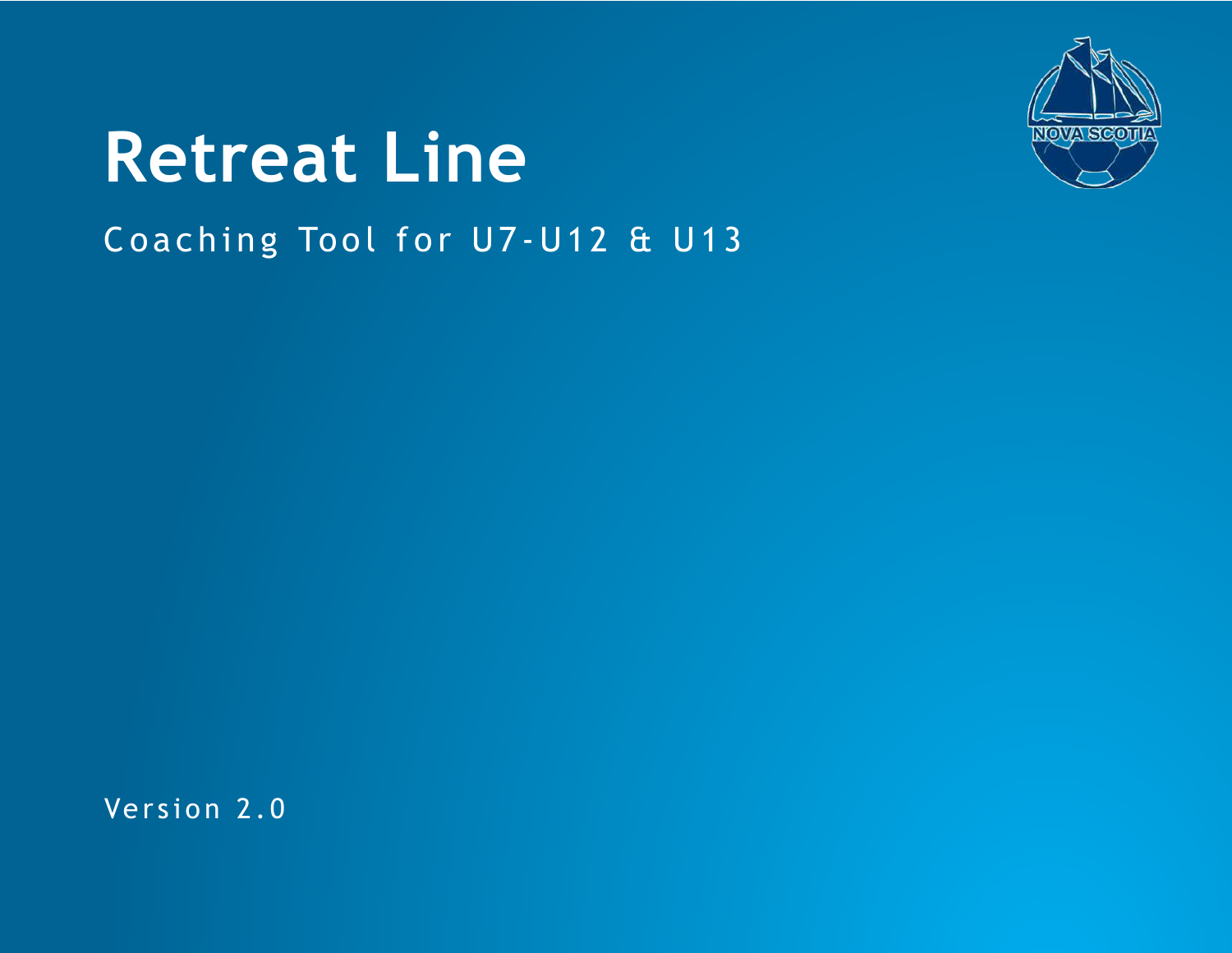# Retreat Line

Coaching Tool for U7-U12 & U13

Version 2.0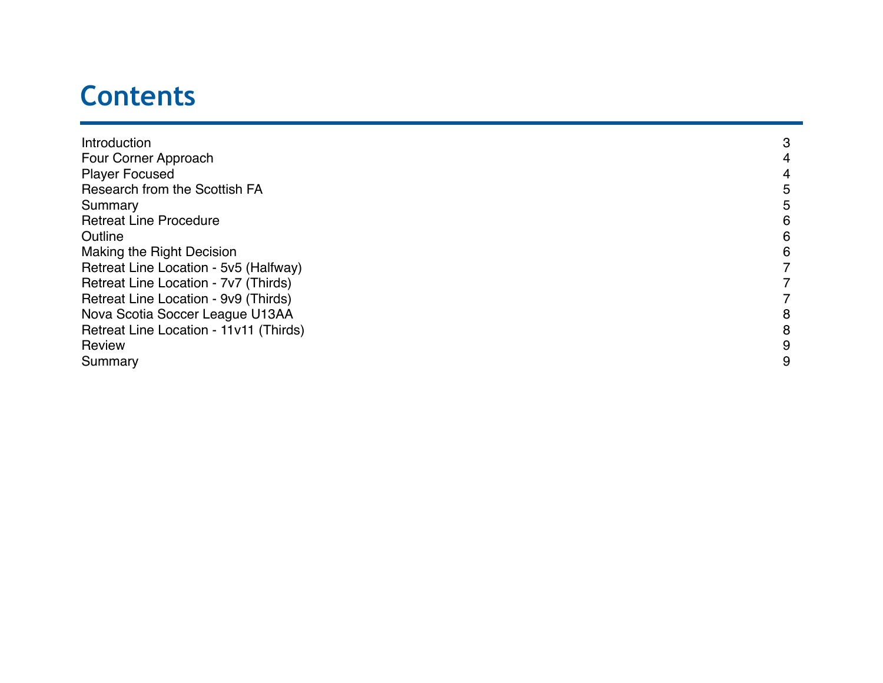# Contents

| | |
|---|---|
| Introduction | 3 |
| Four Corner Approach | 4 |
| Player Focused | 4 |
| Research from the Scottish FA | 5 |
| Summary | 5 |
| Retreat Line Procedure | 6 |
| Outline | 6 |
| Making the Right Decision | 6 |
| Retreat Line Location - 5v5 (Halfway) | 7 |
| Retreat Line Location - 7v7 (Thirds) | 7 |
| Retreat Line Location - 9v9 (Thirds) | 7 |
| Nova Scotia Soccer League U13AA | 8 |
| Retreat Line Location - 11v11 (Thirds) | 8 |
| Review | 9 |
| Summary | 9 |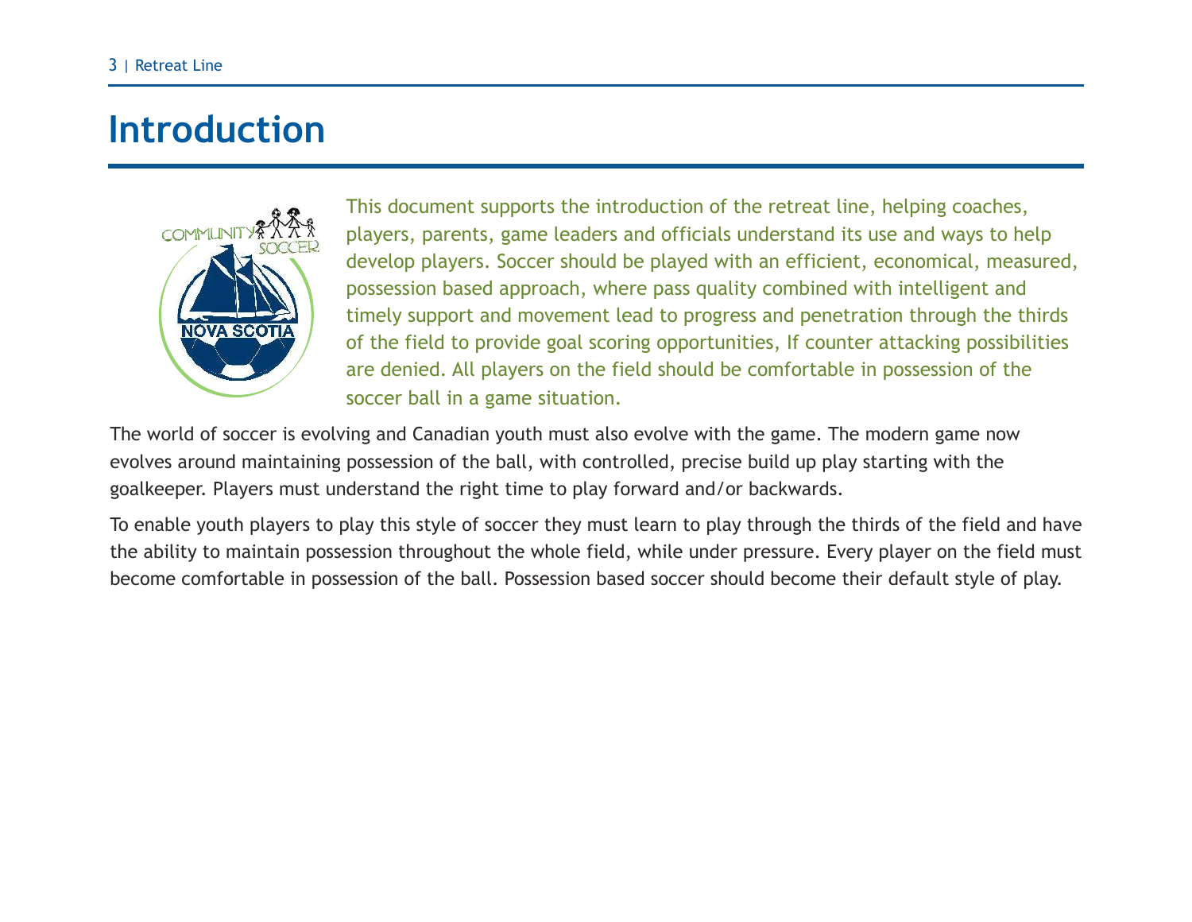# Introduction

This document supports the introduction of the retreat line, helping coaches, players, parents, game leaders and officials understand its use and ways to help develop players. Soccer should be played with an efficient, economical, measured, possession based approach, where pass quality combined with intelligent and timely support and movement lead to progress and penetration through the thirds of the field to provide goal scoring opportunities, If counter attacking possibilities are denied. All players on the field should be comfortable in possession of the soccer ball in a game situation.

The world of soccer is evolving and Canadian youth must also evolve with the game. The modern game now evolves around maintaining possession of the ball, with controlled, precise build up play starting with the goalkeeper. Players must understand the right time to play forward and/or backwards.

To enable youth players to play this style of soccer they must learn to play through the thirds of the field and have the ability to maintain possession throughout the whole field, while under pressure. Every player on the field must become comfortable in possession of the ball. Possession based soccer should become their default style of play.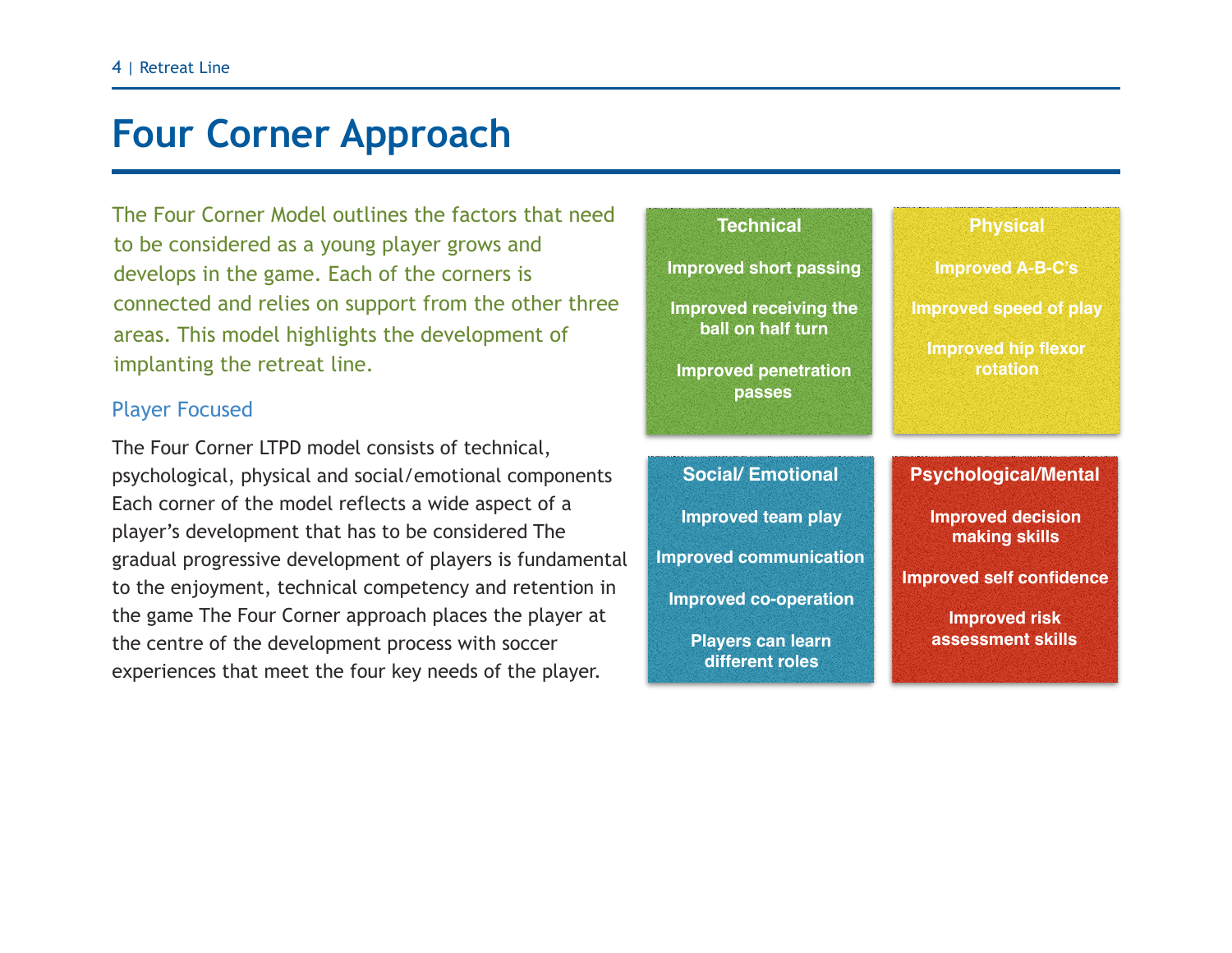# Four Corner Approach

The Four Corner Model outlines the factors that need to be considered as a young player grows and develops in the game. Each of the corners is connected and relies on support from the other three areas. This model highlights the development of implanting the retreat line.

## Player Focused

The Four Corner LTPD model consists of technical, psychological, physical and social/emotional components Each corner of the model reflects a wide aspect of a player's development that has to be considered The gradual progressive development of players is fundamental to the enjoyment, technical competency and retention in the game The Four Corner approach places the player at the centre of the development process with soccer experiences that meet the four key needs of the player.

**Technical**

- Improved short passing
- Improved receiving the ball on half turn
- Improved penetration passes

**Physical**

- Improved A-B-C's
- Improved speed of play
- Improved hip flexor rotation

**Social/ Emotional**

- Improved team play
- Improved communication
- Improved co-operation
- Players can learn different roles

**Psychological/Mental**

- Improved decision making skills
- Improved self confidence
- Improved risk assessment skills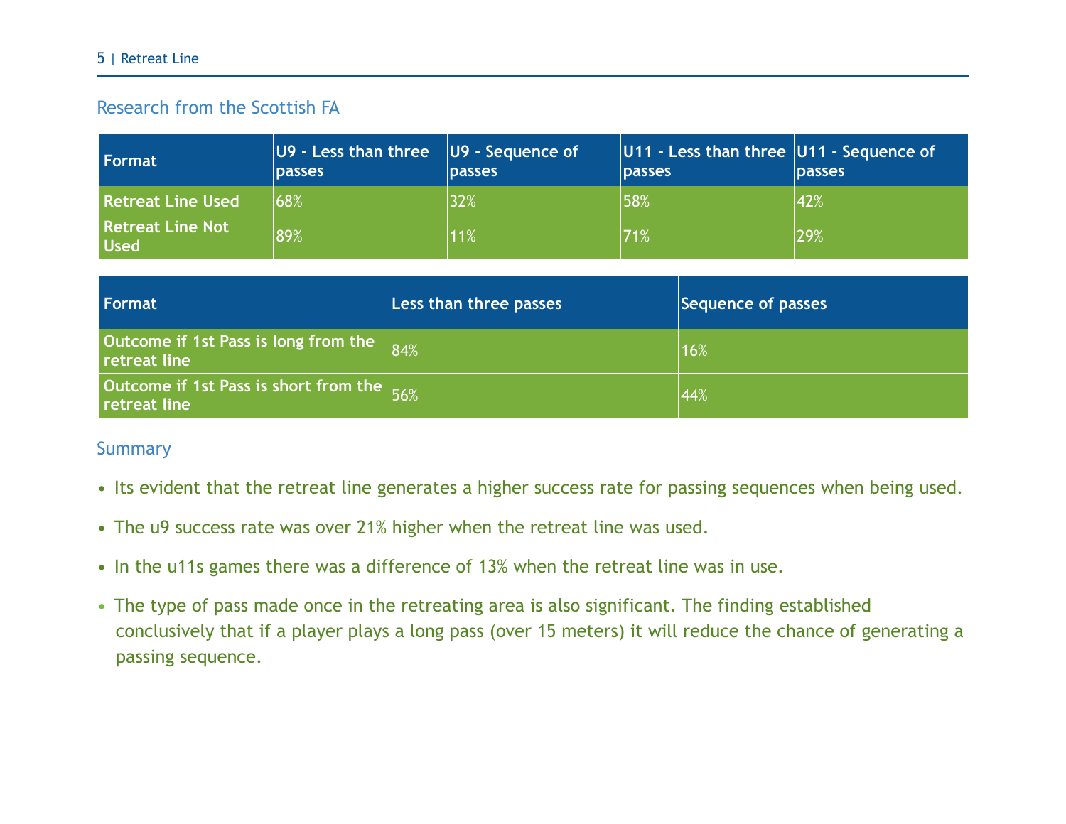## Research from the Scottish FA

| Format | U9 - Less than three passes | U9 - Sequence of passes | U11 - Less than three passes | U11 - Sequence of passes |
|---|---|---|---|---|
| **Retreat Line Used** | 68% | 32% | 58% | 42% |
| **Retreat Line Not Used** | 89% | 11% | 71% | 29% |

| Format | Less than three passes | Sequence of passes |
|---|---|---|
| **Outcome if 1st Pass is long from the retreat line** | 84% | 16% |
| **Outcome if 1st Pass is short from the retreat line** | 56% | 44% |

## Summary

- Its evident that the retreat line generates a higher success rate for passing sequences when being used.
- The u9 success rate was over 21% higher when the retreat line was used.
- In the u11s games there was a difference of 13% when the retreat line was in use.
- The type of pass made once in the retreating area is also significant. The finding established conclusively that if a player plays a long pass (over 15 meters) it will reduce the chance of generating a passing sequence.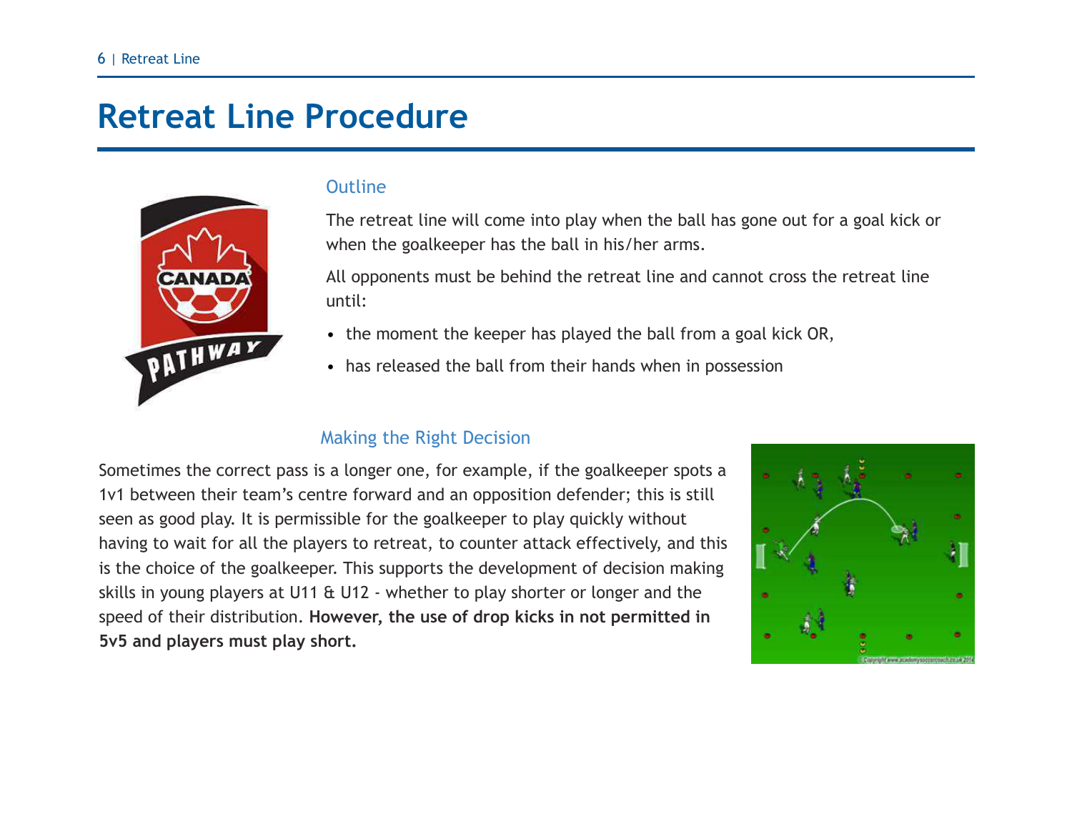# Retreat Line Procedure

## Outline

The retreat line will come into play when the ball has gone out for a goal kick or when the goalkeeper has the ball in his/her arms.

All opponents must be behind the retreat line and cannot cross the retreat line until:

- the moment the keeper has played the ball from a goal kick OR,
- has released the ball from their hands when in possession

## Making the Right Decision

Sometimes the correct pass is a longer one, for example, if the goalkeeper spots a 1v1 between their team's centre forward and an opposition defender; this is still seen as good play. It is permissible for the goalkeeper to play quickly without having to wait for all the players to retreat, to counter attack effectively, and this is the choice of the goalkeeper. This supports the development of decision making skills in young players at U11 & U12 - whether to play shorter or longer and the speed of their distribution. **However, the use of drop kicks in not permitted in 5v5 and players must play short.**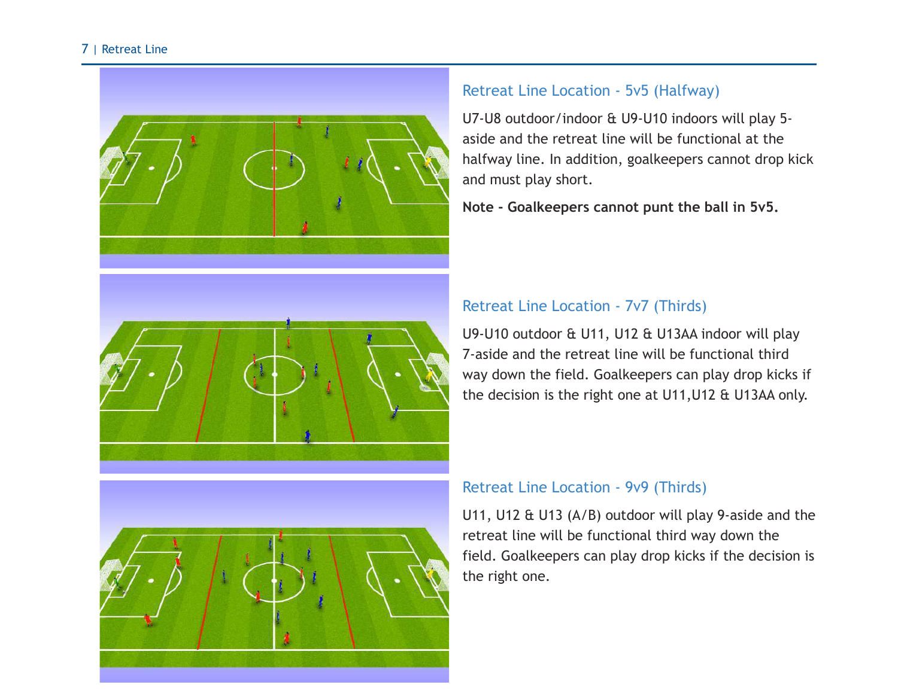## Retreat Line Location - 5v5 (Halfway)

U7-U8 outdoor/indoor & U9-U10 indoors will play 5-aside and the retreat line will be functional at the halfway line. In addition, goalkeepers cannot drop kick and must play short.

**Note - Goalkeepers cannot punt the ball in 5v5.**

## Retreat Line Location - 7v7 (Thirds)

U9-U10 outdoor & U11, U12 & U13AA indoor will play 7-aside and the retreat line will be functional third way down the field. Goalkeepers can play drop kicks if the decision is the right one at U11,U12 & U13AA only.

## Retreat Line Location - 9v9 (Thirds)

U11, U12 & U13 (A/B) outdoor will play 9-aside and the retreat line will be functional third way down the field. Goalkeepers can play drop kicks if the decision is the right one.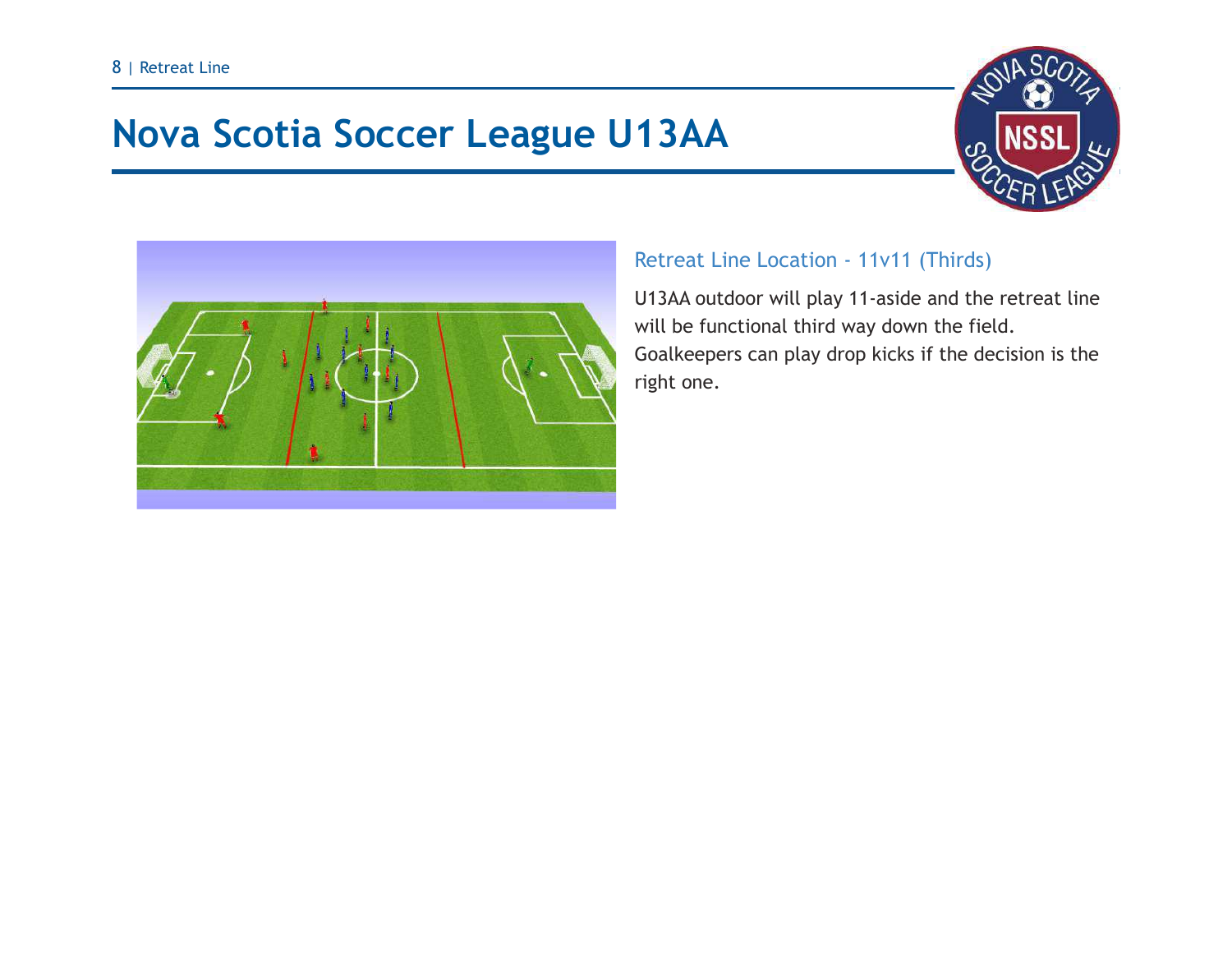# Nova Scotia Soccer League U13AA

### Retreat Line Location - 11v11 (Thirds)

U13AA outdoor will play 11-aside and the retreat line will be functional third way down the field. Goalkeepers can play drop kicks if the decision is the right one.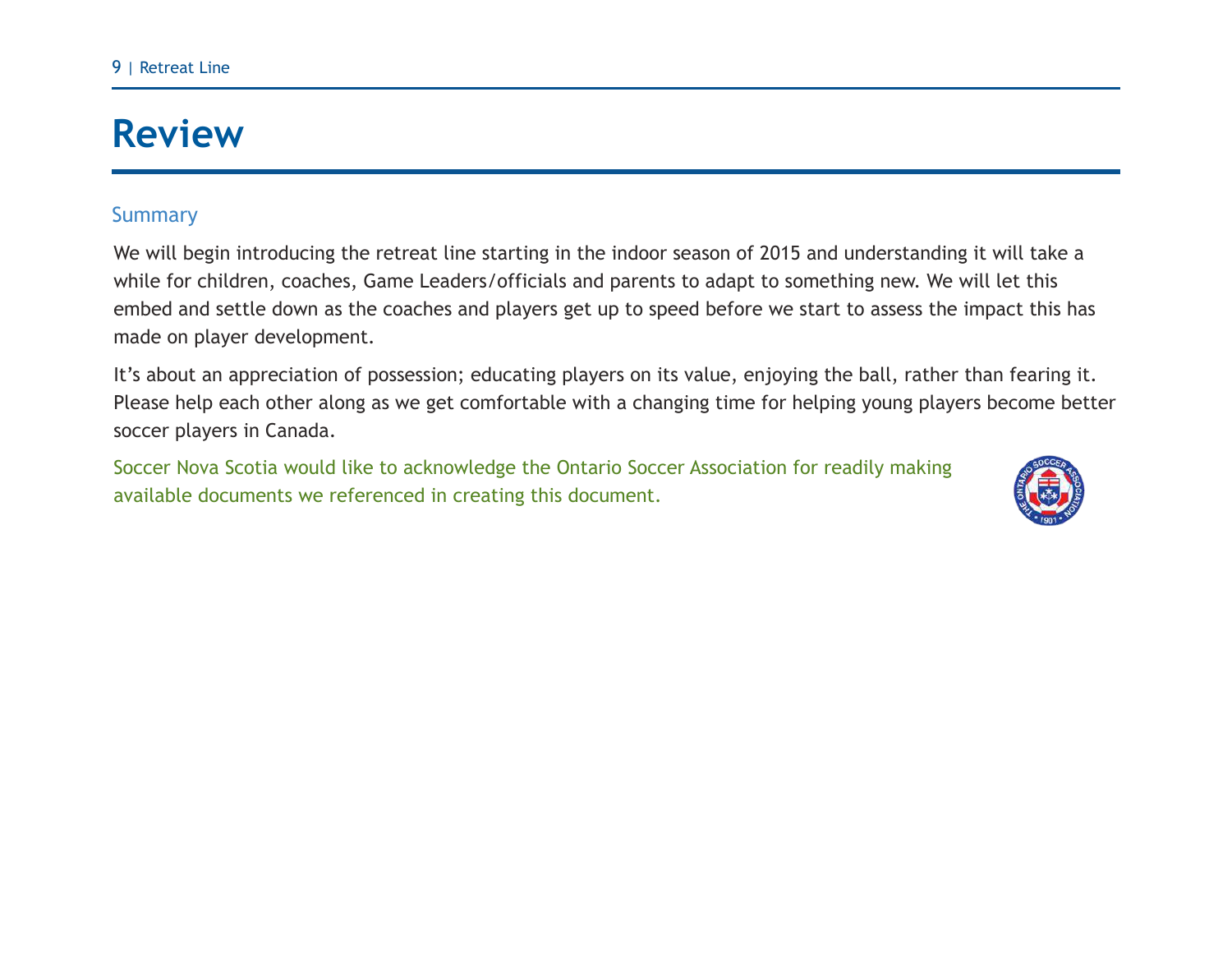# Review

## Summary

We will begin introducing the retreat line starting in the indoor season of 2015 and understanding it will take a while for children, coaches, Game Leaders/officials and parents to adapt to something new. We will let this embed and settle down as the coaches and players get up to speed before we start to assess the impact this has made on player development.

It's about an appreciation of possession; educating players on its value, enjoying the ball, rather than fearing it. Please help each other along as we get comfortable with a changing time for helping young players become better soccer players in Canada.

Soccer Nova Scotia would like to acknowledge the Ontario Soccer Association for readily making available documents we referenced in creating this document.